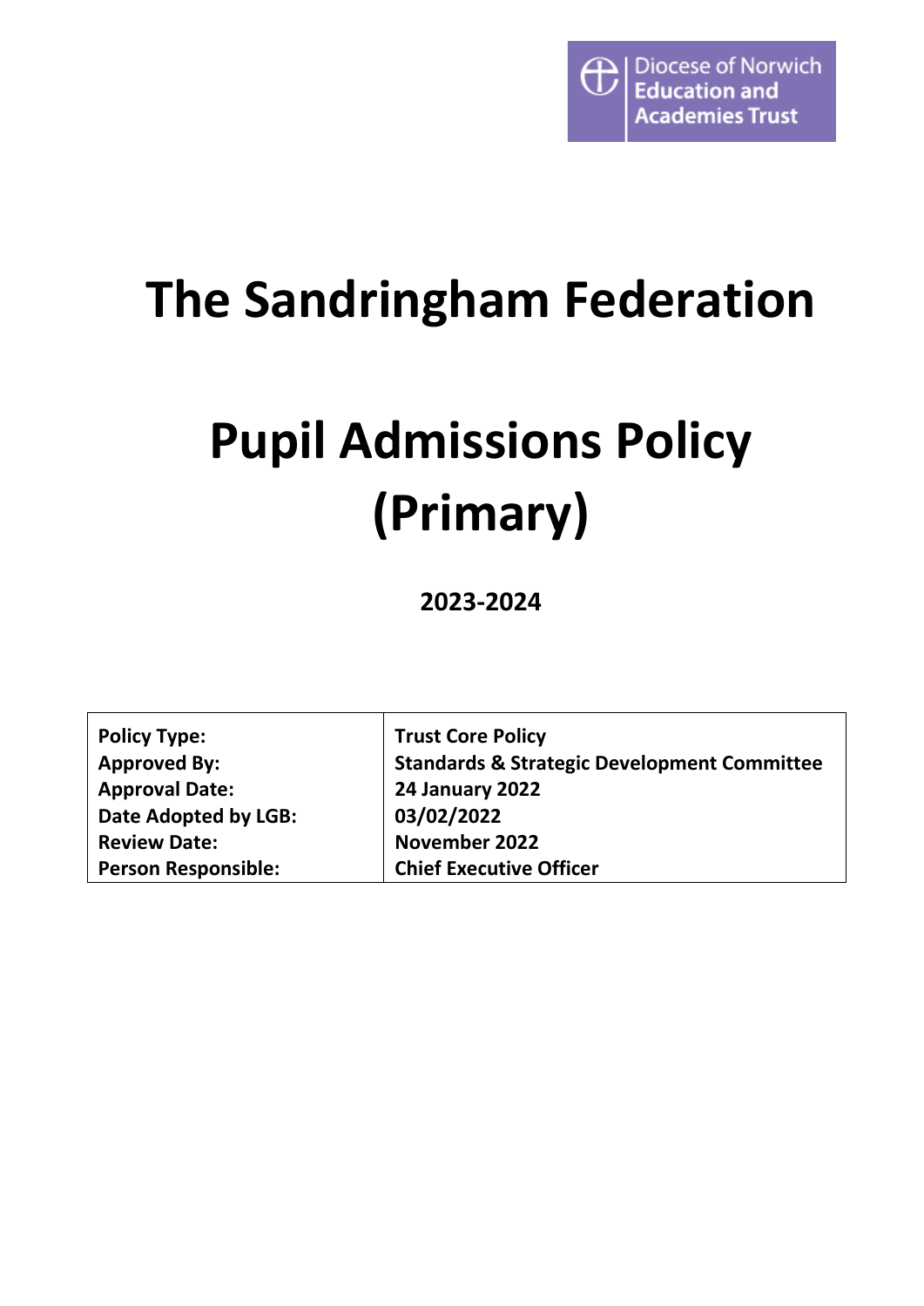Diocese of Norwich Education and Academies Trust

# The Sandringham Federation

# Pupil Admissions Policy (Primary)

**2023-2024**

| | |
|---|---|
| **Policy Type:** | **Trust Core Policy** |
| **Approved By:** | **Standards & Strategic Development Committee** |
| **Approval Date:** | **24 January 2022** |
| **Date Adopted by LGB:** | **03/02/2022** |
| **Review Date:** | **November 2022** |
| **Person Responsible:** | **Chief Executive Officer** |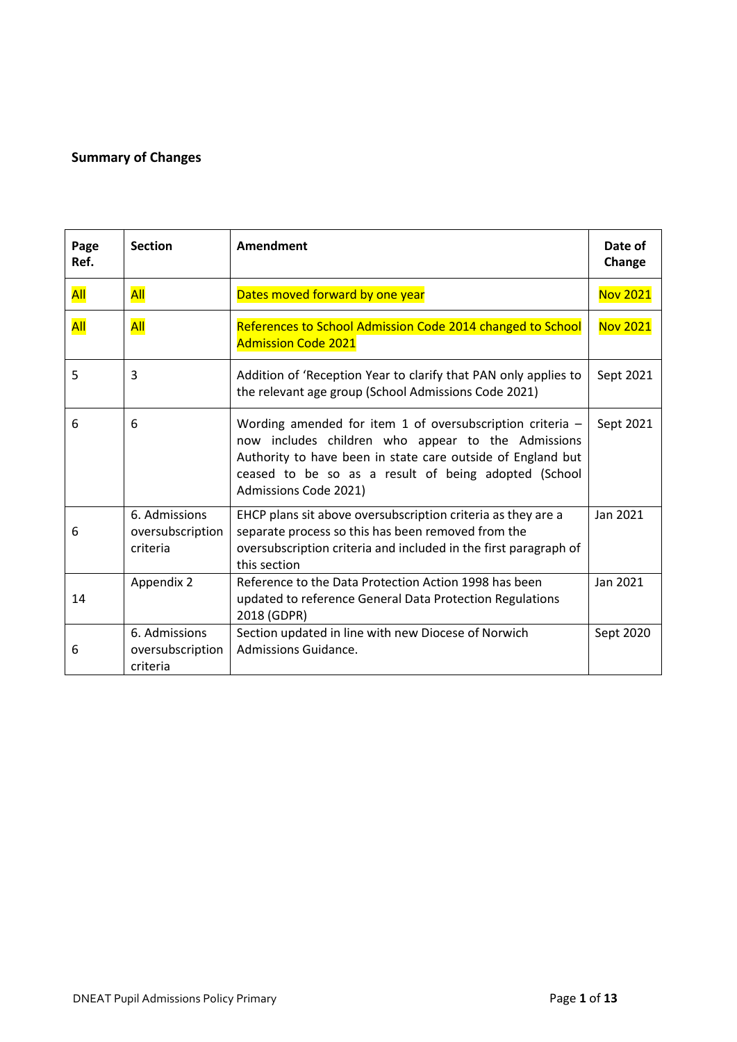**Summary of Changes**

| Page Ref. | Section | Amendment | Date of Change |
|---|---|---|---|
| All | All | Dates moved forward by one year | Nov 2021 |
| All | All | References to School Admission Code 2014 changed to School Admission Code 2021 | Nov 2021 |
| 5 | 3 | Addition of 'Reception Year to clarify that PAN only applies to the relevant age group (School Admissions Code 2021) | Sept 2021 |
| 6 | 6 | Wording amended for item 1 of oversubscription criteria – now includes children who appear to the Admissions Authority to have been in state care outside of England but ceased to be so as a result of being adopted (School Admissions Code 2021) | Sept 2021 |
| 6 | 6. Admissions oversubscription criteria | EHCP plans sit above oversubscription criteria as they are a separate process so this has been removed from the oversubscription criteria and included in the first paragraph of this section | Jan 2021 |
| 14 | Appendix 2 | Reference to the Data Protection Action 1998 has been updated to reference General Data Protection Regulations 2018 (GDPR) | Jan 2021 |
| 6 | 6. Admissions oversubscription criteria | Section updated in line with new Diocese of Norwich Admissions Guidance. | Sept 2020 |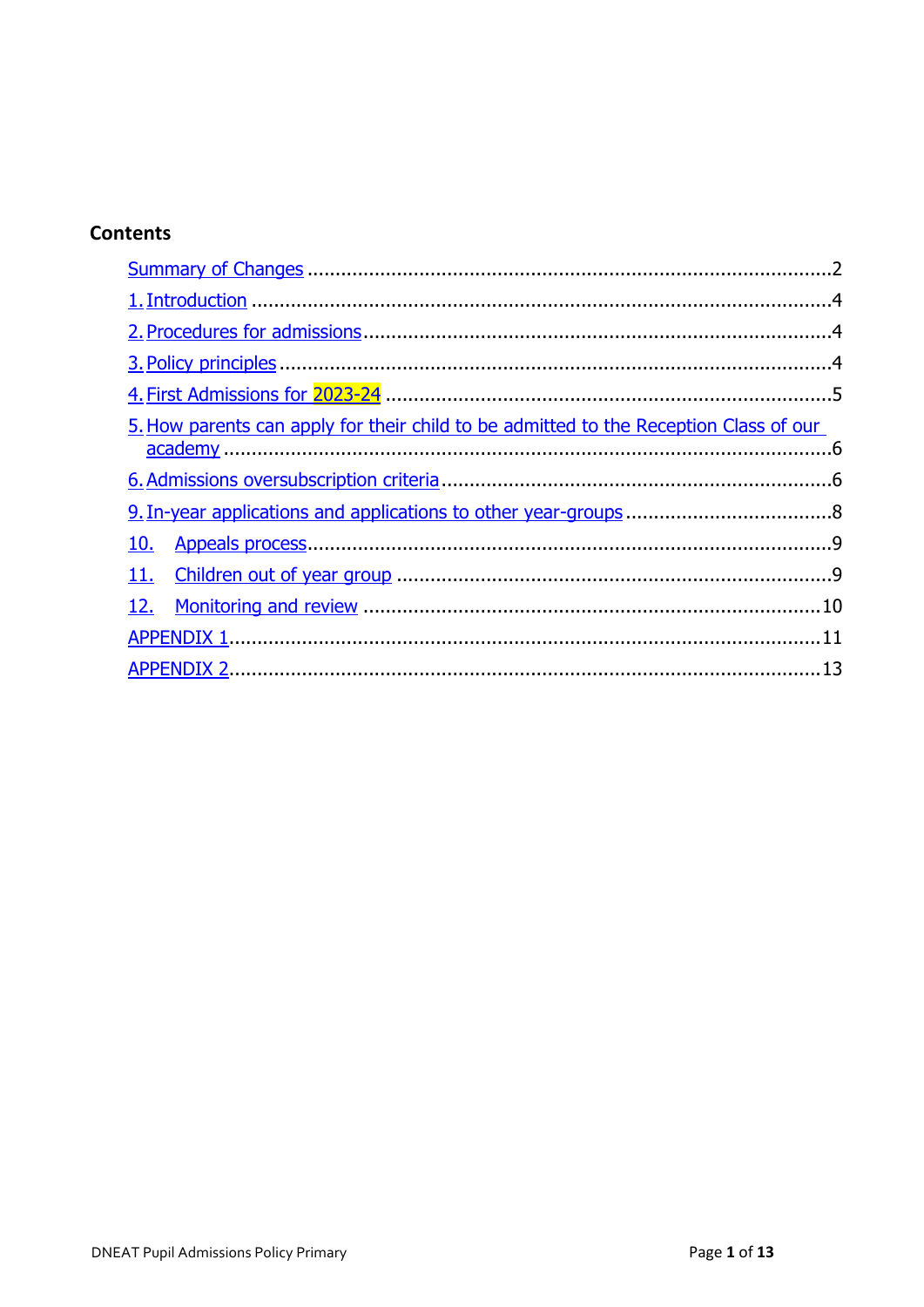## Contents

- Summary of Changes ....................2
- 1. Introduction ....................4
- 2. Procedures for admissions ....................4
- 3. Policy principles ....................4
- 4. First Admissions for 2023-24 ....................5
- 5. How parents can apply for their child to be admitted to the Reception Class of our academy ....................6
- 6. Admissions oversubscription criteria ....................6
- 9. In-year applications and applications to other year-groups ....................8
- 10. Appeals process ....................9
- 11. Children out of year group ....................9
- 12. Monitoring and review ....................10
- APPENDIX 1 ....................11
- APPENDIX 2 ....................13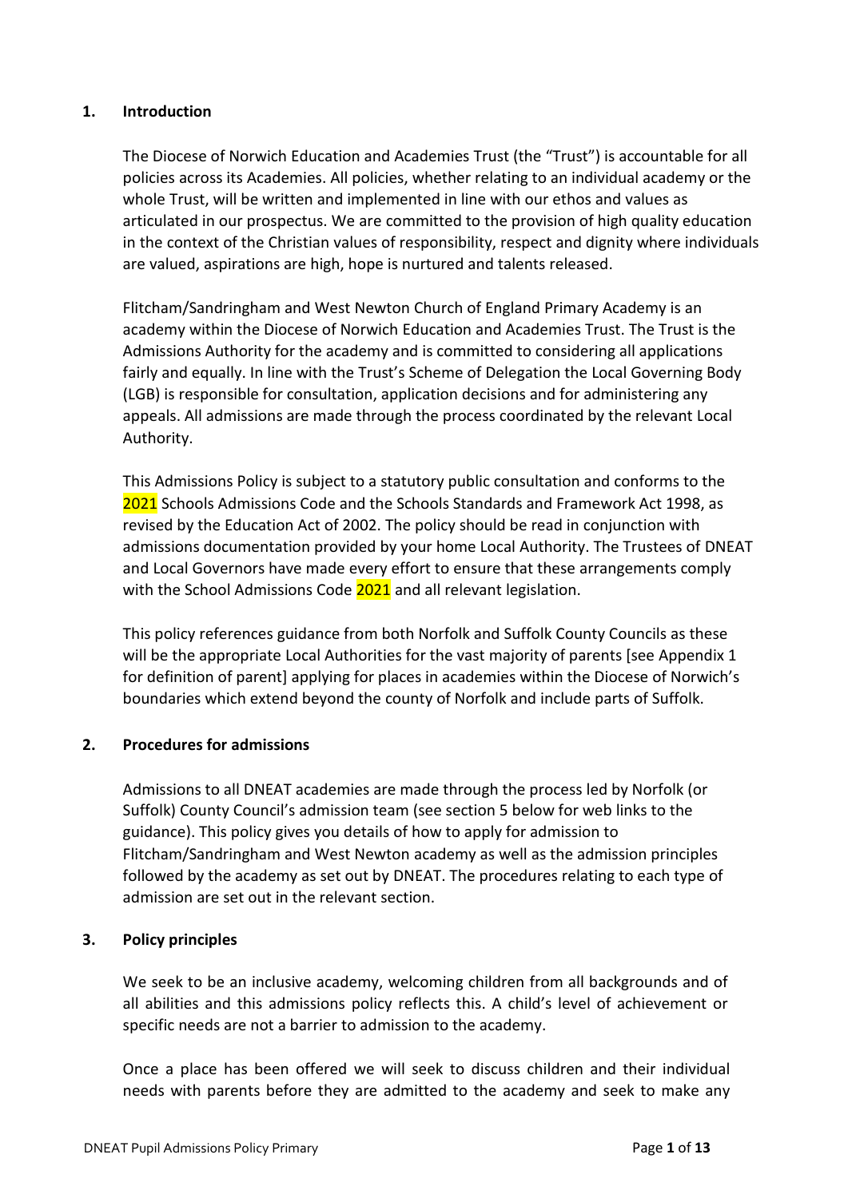## 1. Introduction

The Diocese of Norwich Education and Academies Trust (the "Trust") is accountable for all policies across its Academies. All policies, whether relating to an individual academy or the whole Trust, will be written and implemented in line with our ethos and values as articulated in our prospectus. We are committed to the provision of high quality education in the context of the Christian values of responsibility, respect and dignity where individuals are valued, aspirations are high, hope is nurtured and talents released.

Flitcham/Sandringham and West Newton Church of England Primary Academy is an academy within the Diocese of Norwich Education and Academies Trust. The Trust is the Admissions Authority for the academy and is committed to considering all applications fairly and equally. In line with the Trust's Scheme of Delegation the Local Governing Body (LGB) is responsible for consultation, application decisions and for administering any appeals. All admissions are made through the process coordinated by the relevant Local Authority.

This Admissions Policy is subject to a statutory public consultation and conforms to the 2021 Schools Admissions Code and the Schools Standards and Framework Act 1998, as revised by the Education Act of 2002. The policy should be read in conjunction with admissions documentation provided by your home Local Authority. The Trustees of DNEAT and Local Governors have made every effort to ensure that these arrangements comply with the School Admissions Code 2021 and all relevant legislation.

This policy references guidance from both Norfolk and Suffolk County Councils as these will be the appropriate Local Authorities for the vast majority of parents [see Appendix 1 for definition of parent] applying for places in academies within the Diocese of Norwich's boundaries which extend beyond the county of Norfolk and include parts of Suffolk.

## 2. Procedures for admissions

Admissions to all DNEAT academies are made through the process led by Norfolk (or Suffolk) County Council's admission team (see section 5 below for web links to the guidance). This policy gives you details of how to apply for admission to Flitcham/Sandringham and West Newton academy as well as the admission principles followed by the academy as set out by DNEAT. The procedures relating to each type of admission are set out in the relevant section.

## 3. Policy principles

We seek to be an inclusive academy, welcoming children from all backgrounds and of all abilities and this admissions policy reflects this. A child's level of achievement or specific needs are not a barrier to admission to the academy.

Once a place has been offered we will seek to discuss children and their individual needs with parents before they are admitted to the academy and seek to make any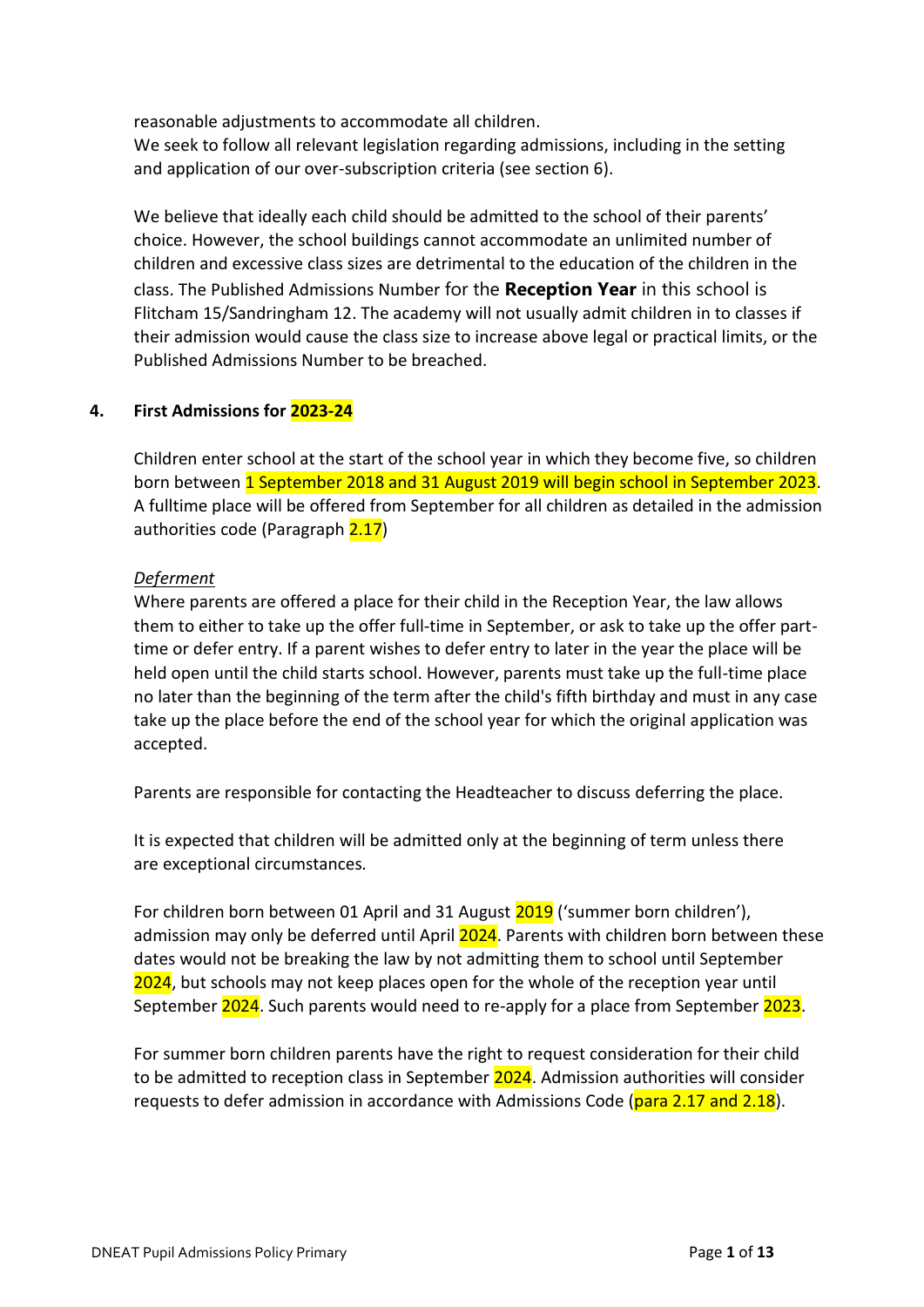reasonable adjustments to accommodate all children.
We seek to follow all relevant legislation regarding admissions, including in the setting and application of our over-subscription criteria (see section 6).

We believe that ideally each child should be admitted to the school of their parents' choice. However, the school buildings cannot accommodate an unlimited number of children and excessive class sizes are detrimental to the education of the children in the class. The Published Admissions Number for the **Reception Year** in this school is Flitcham 15/Sandringham 12. The academy will not usually admit children in to classes if their admission would cause the class size to increase above legal or practical limits, or the Published Admissions Number to be breached.

## 4. First Admissions for 2023-24

Children enter school at the start of the school year in which they become five, so children born between 1 September 2018 and 31 August 2019 will begin school in September 2023. A fulltime place will be offered from September for all children as detailed in the admission authorities code (Paragraph 2.17)

*Deferment*
Where parents are offered a place for their child in the Reception Year, the law allows them to either to take up the offer full-time in September, or ask to take up the offer part-time or defer entry. If a parent wishes to defer entry to later in the year the place will be held open until the child starts school. However, parents must take up the full-time place no later than the beginning of the term after the child's fifth birthday and must in any case take up the place before the end of the school year for which the original application was accepted.

Parents are responsible for contacting the Headteacher to discuss deferring the place.

It is expected that children will be admitted only at the beginning of term unless there are exceptional circumstances.

For children born between 01 April and 31 August 2019 ('summer born children'), admission may only be deferred until April 2024. Parents with children born between these dates would not be breaking the law by not admitting them to school until September 2024, but schools may not keep places open for the whole of the reception year until September 2024. Such parents would need to re-apply for a place from September 2023.

For summer born children parents have the right to request consideration for their child to be admitted to reception class in September 2024. Admission authorities will consider requests to defer admission in accordance with Admissions Code (para 2.17 and 2.18).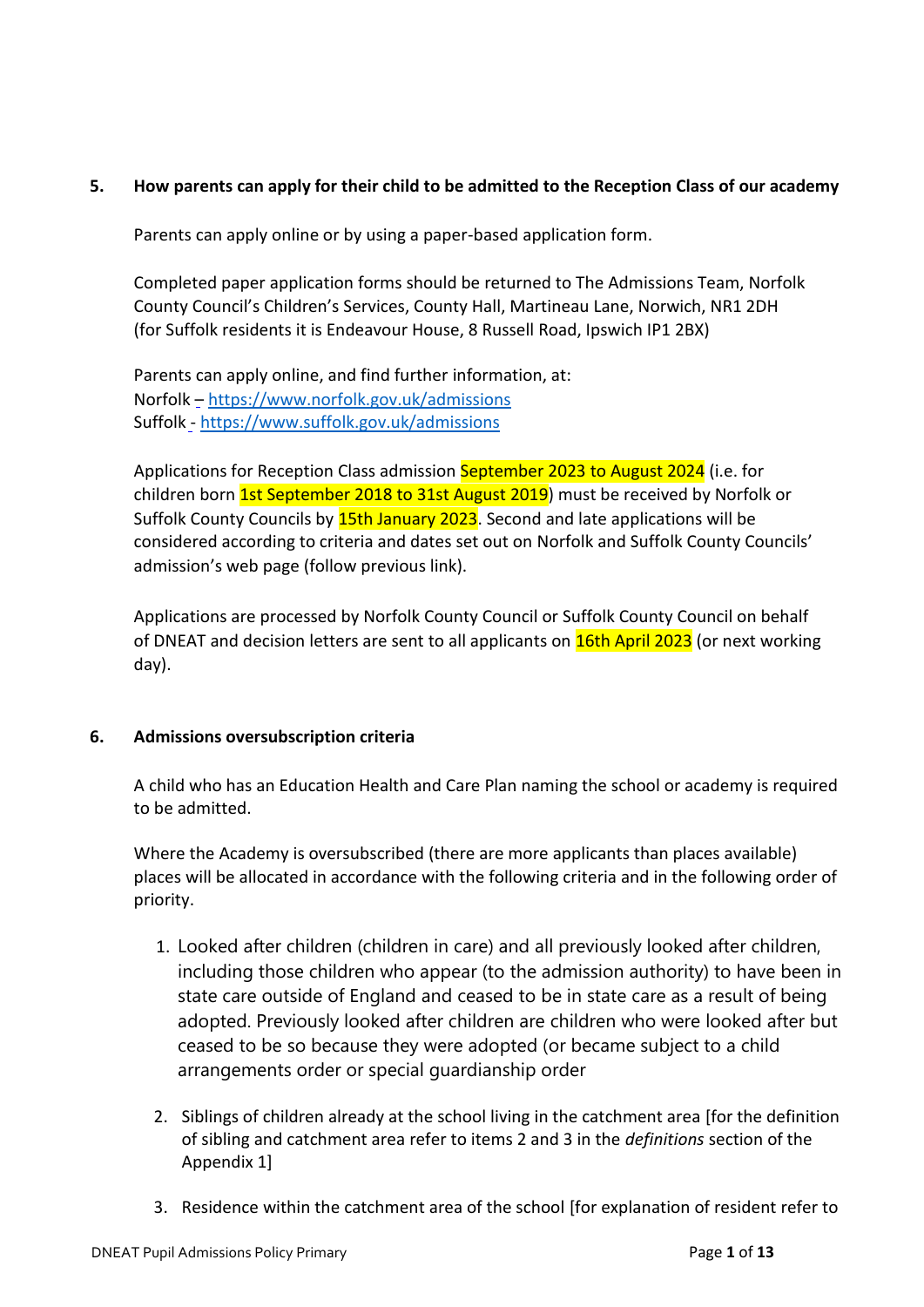## 5. How parents can apply for their child to be admitted to the Reception Class of our academy

Parents can apply online or by using a paper-based application form.

Completed paper application forms should be returned to The Admissions Team, Norfolk County Council's Children's Services, County Hall, Martineau Lane, Norwich, NR1 2DH (for Suffolk residents it is Endeavour House, 8 Russell Road, Ipswich IP1 2BX)

Parents can apply online, and find further information, at:
Norfolk – https://www.norfolk.gov.uk/admissions
Suffolk - https://www.suffolk.gov.uk/admissions

Applications for Reception Class admission September 2023 to August 2024 (i.e. for children born 1st September 2018 to 31st August 2019) must be received by Norfolk or Suffolk County Councils by 15th January 2023. Second and late applications will be considered according to criteria and dates set out on Norfolk and Suffolk County Councils' admission's web page (follow previous link).

Applications are processed by Norfolk County Council or Suffolk County Council on behalf of DNEAT and decision letters are sent to all applicants on 16th April 2023 (or next working day).

## 6. Admissions oversubscription criteria

A child who has an Education Health and Care Plan naming the school or academy is required to be admitted.

Where the Academy is oversubscribed (there are more applicants than places available) places will be allocated in accordance with the following criteria and in the following order of priority.

1. Looked after children (children in care) and all previously looked after children, including those children who appear (to the admission authority) to have been in state care outside of England and ceased to be in state care as a result of being adopted. Previously looked after children are children who were looked after but ceased to be so because they were adopted (or became subject to a child arrangements order or special guardianship order

2. Siblings of children already at the school living in the catchment area [for the definition of sibling and catchment area refer to items 2 and 3 in the *definitions* section of the Appendix 1]

3. Residence within the catchment area of the school [for explanation of resident refer to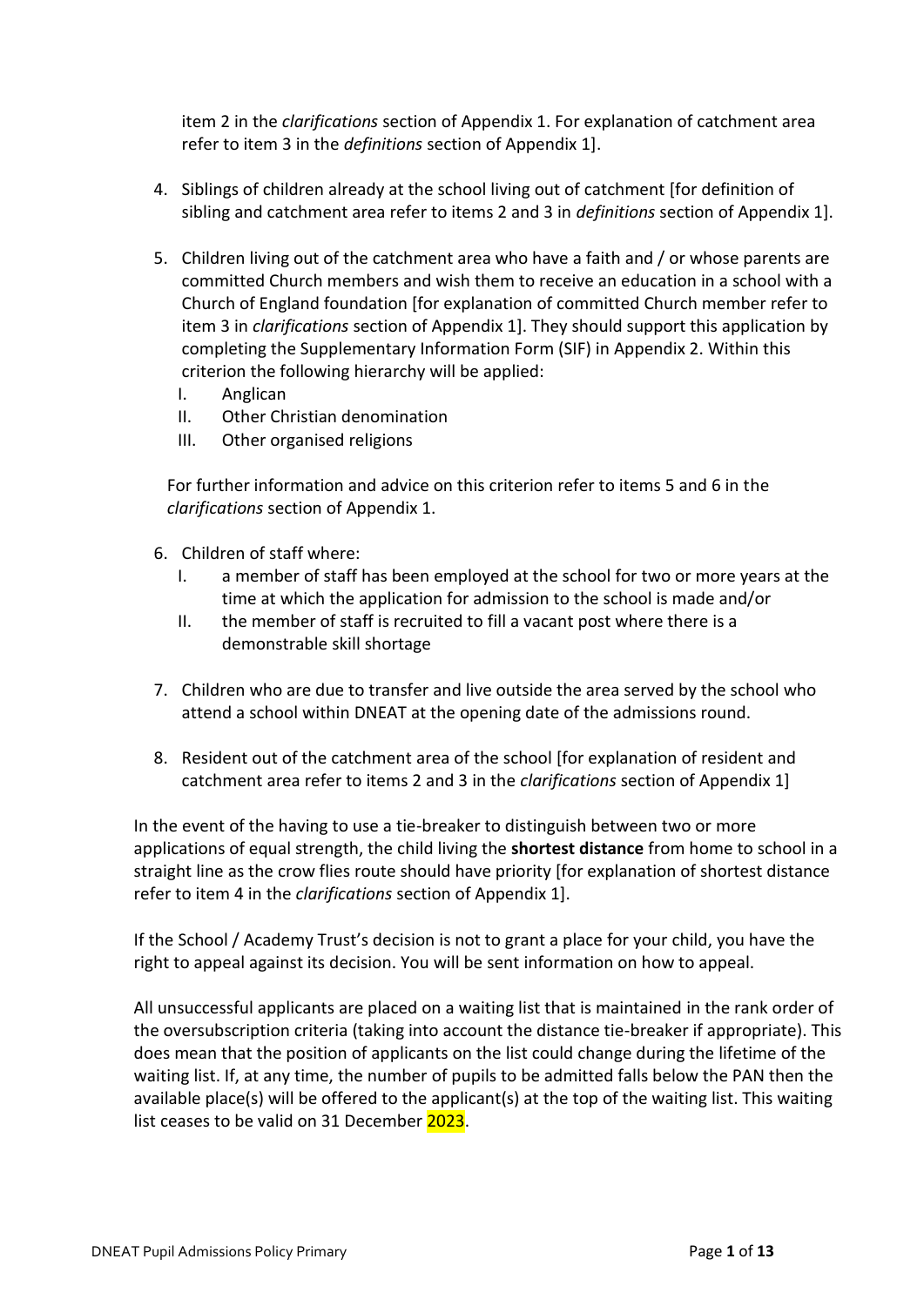item 2 in the *clarifications* section of Appendix 1. For explanation of catchment area refer to item 3 in the *definitions* section of Appendix 1].

4. Siblings of children already at the school living out of catchment [for definition of sibling and catchment area refer to items 2 and 3 in *definitions* section of Appendix 1].

5. Children living out of the catchment area who have a faith and / or whose parents are committed Church members and wish them to receive an education in a school with a Church of England foundation [for explanation of committed Church member refer to item 3 in *clarifications* section of Appendix 1]. They should support this application by completing the Supplementary Information Form (SIF) in Appendix 2. Within this criterion the following hierarchy will be applied:
   I. Anglican
   II. Other Christian denomination
   III. Other organised religions

   For further information and advice on this criterion refer to items 5 and 6 in the *clarifications* section of Appendix 1.

6. Children of staff where:
   I. a member of staff has been employed at the school for two or more years at the time at which the application for admission to the school is made and/or
   II. the member of staff is recruited to fill a vacant post where there is a demonstrable skill shortage

7. Children who are due to transfer and live outside the area served by the school who attend a school within DNEAT at the opening date of the admissions round.

8. Resident out of the catchment area of the school [for explanation of resident and catchment area refer to items 2 and 3 in the *clarifications* section of Appendix 1]

In the event of the having to use a tie-breaker to distinguish between two or more applications of equal strength, the child living the **shortest distance** from home to school in a straight line as the crow flies route should have priority [for explanation of shortest distance refer to item 4 in the *clarifications* section of Appendix 1].

If the School / Academy Trust's decision is not to grant a place for your child, you have the right to appeal against its decision. You will be sent information on how to appeal.

All unsuccessful applicants are placed on a waiting list that is maintained in the rank order of the oversubscription criteria (taking into account the distance tie-breaker if appropriate). This does mean that the position of applicants on the list could change during the lifetime of the waiting list. If, at any time, the number of pupils to be admitted falls below the PAN then the available place(s) will be offered to the applicant(s) at the top of the waiting list. This waiting list ceases to be valid on 31 December 2023.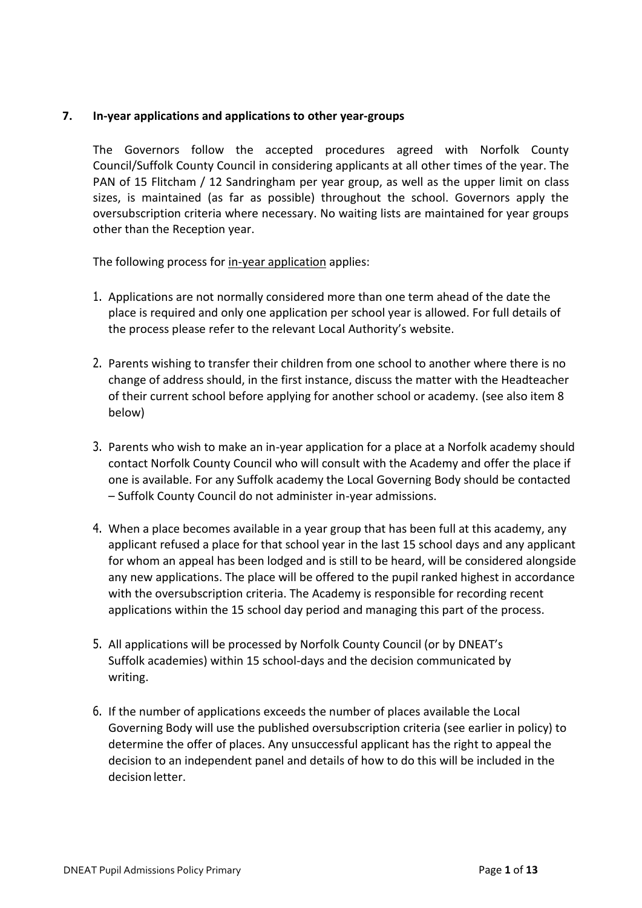**7. In-year applications and applications to other year-groups**

The Governors follow the accepted procedures agreed with Norfolk County Council/Suffolk County Council in considering applicants at all other times of the year. The PAN of 15 Flitcham / 12 Sandringham per year group, as well as the upper limit on class sizes, is maintained (as far as possible) throughout the school. Governors apply the oversubscription criteria where necessary. No waiting lists are maintained for year groups other than the Reception year.

The following process for in-year application applies:

1. Applications are not normally considered more than one term ahead of the date the place is required and only one application per school year is allowed. For full details of the process please refer to the relevant Local Authority's website.

2. Parents wishing to transfer their children from one school to another where there is no change of address should, in the first instance, discuss the matter with the Headteacher of their current school before applying for another school or academy. (see also item 8 below)

3. Parents who wish to make an in-year application for a place at a Norfolk academy should contact Norfolk County Council who will consult with the Academy and offer the place if one is available. For any Suffolk academy the Local Governing Body should be contacted – Suffolk County Council do not administer in-year admissions.

4. When a place becomes available in a year group that has been full at this academy, any applicant refused a place for that school year in the last 15 school days and any applicant for whom an appeal has been lodged and is still to be heard, will be considered alongside any new applications. The place will be offered to the pupil ranked highest in accordance with the oversubscription criteria. The Academy is responsible for recording recent applications within the 15 school day period and managing this part of the process.

5. All applications will be processed by Norfolk County Council (or by DNEAT's Suffolk academies) within 15 school-days and the decision communicated by writing.

6. If the number of applications exceeds the number of places available the Local Governing Body will use the published oversubscription criteria (see earlier in policy) to determine the offer of places. Any unsuccessful applicant has the right to appeal the decision to an independent panel and details of how to do this will be included in the decision letter.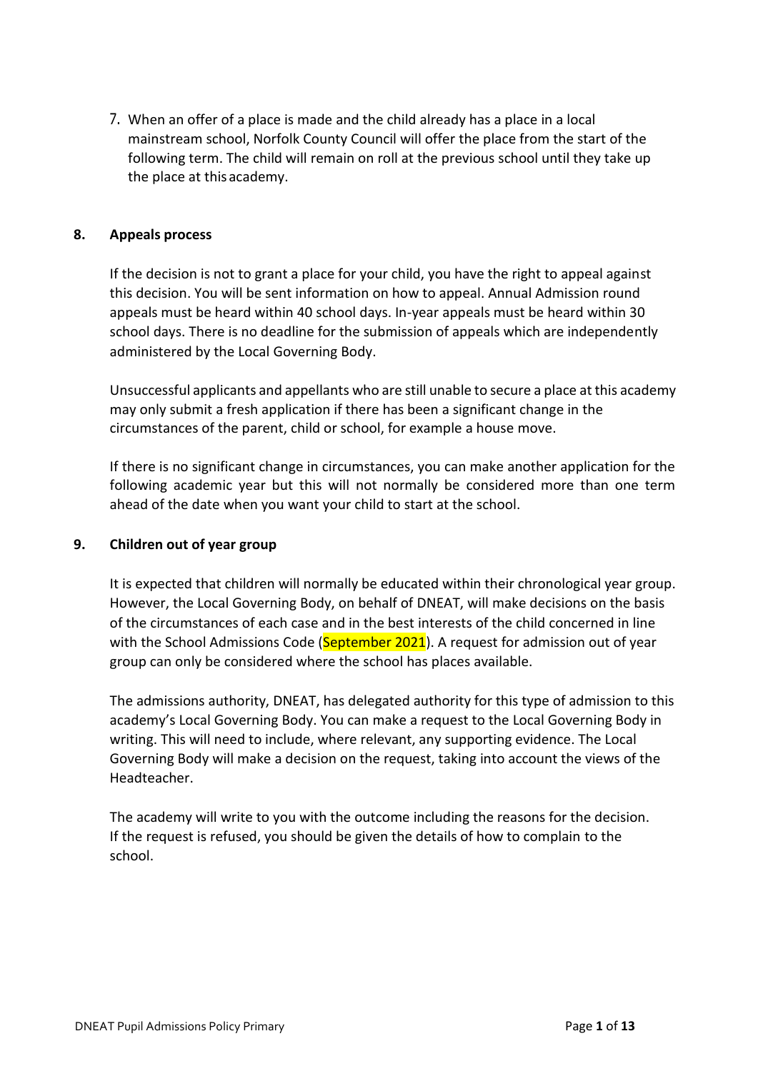7. When an offer of a place is made and the child already has a place in a local mainstream school, Norfolk County Council will offer the place from the start of the following term. The child will remain on roll at the previous school until they take up the place at this academy.

## 8. Appeals process

If the decision is not to grant a place for your child, you have the right to appeal against this decision. You will be sent information on how to appeal. Annual Admission round appeals must be heard within 40 school days. In-year appeals must be heard within 30 school days. There is no deadline for the submission of appeals which are independently administered by the Local Governing Body.

Unsuccessful applicants and appellants who are still unable to secure a place at this academy may only submit a fresh application if there has been a significant change in the circumstances of the parent, child or school, for example a house move.

If there is no significant change in circumstances, you can make another application for the following academic year but this will not normally be considered more than one term ahead of the date when you want your child to start at the school.

## 9. Children out of year group

It is expected that children will normally be educated within their chronological year group. However, the Local Governing Body, on behalf of DNEAT, will make decisions on the basis of the circumstances of each case and in the best interests of the child concerned in line with the School Admissions Code (September 2021). A request for admission out of year group can only be considered where the school has places available.

The admissions authority, DNEAT, has delegated authority for this type of admission to this academy's Local Governing Body. You can make a request to the Local Governing Body in writing. This will need to include, where relevant, any supporting evidence. The Local Governing Body will make a decision on the request, taking into account the views of the Headteacher.

The academy will write to you with the outcome including the reasons for the decision. If the request is refused, you should be given the details of how to complain to the school.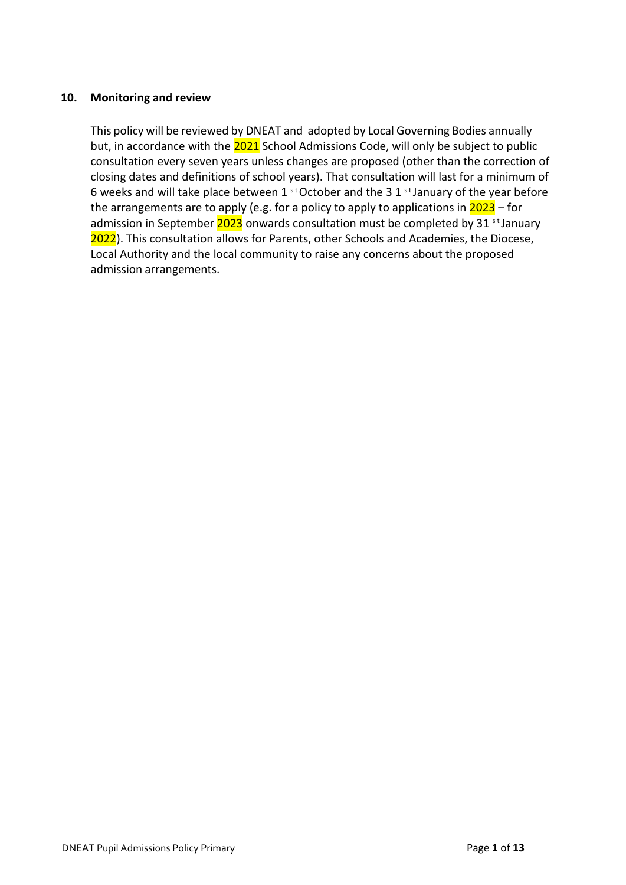## 10. Monitoring and review

This policy will be reviewed by DNEAT and adopted by Local Governing Bodies annually but, in accordance with the 2021 School Admissions Code, will only be subject to public consultation every seven years unless changes are proposed (other than the correction of closing dates and definitions of school years). That consultation will last for a minimum of 6 weeks and will take place between 1st October and the 31st January of the year before the arrangements are to apply (e.g. for a policy to apply to applications in 2023 – for admission in September 2023 onwards consultation must be completed by 31st January 2022). This consultation allows for Parents, other Schools and Academies, the Diocese, Local Authority and the local community to raise any concerns about the proposed admission arrangements.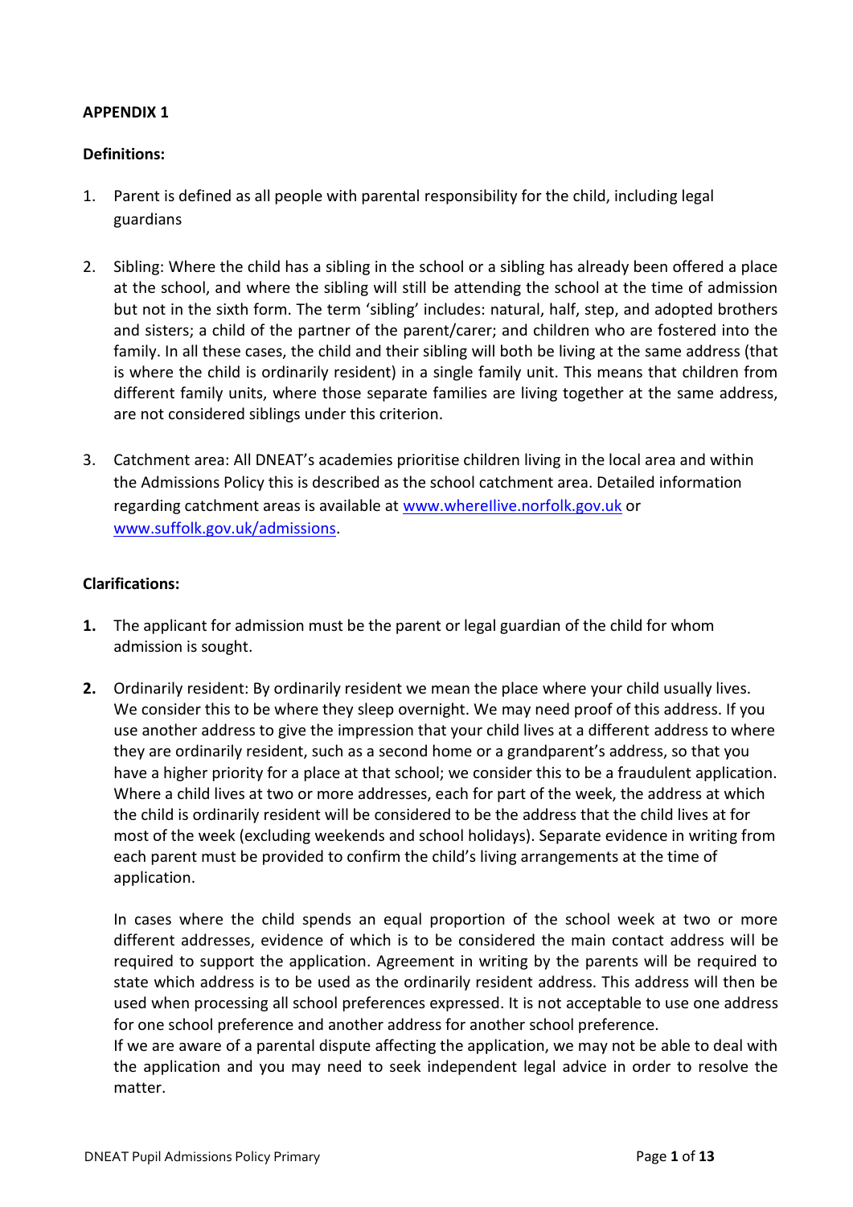**APPENDIX 1**

**Definitions:**

1. Parent is defined as all people with parental responsibility for the child, including legal guardians

2. Sibling: Where the child has a sibling in the school or a sibling has already been offered a place at the school, and where the sibling will still be attending the school at the time of admission but not in the sixth form. The term 'sibling' includes: natural, half, step, and adopted brothers and sisters; a child of the partner of the parent/carer; and children who are fostered into the family. In all these cases, the child and their sibling will both be living at the same address (that is where the child is ordinarily resident) in a single family unit. This means that children from different family units, where those separate families are living together at the same address, are not considered siblings under this criterion.

3. Catchment area: All DNEAT's academies prioritise children living in the local area and within the Admissions Policy this is described as the school catchment area. Detailed information regarding catchment areas is available at [www.wherellive.norfolk.gov.uk](http://www.wherellive.norfolk.gov.uk) or [www.suffolk.gov.uk/admissions](http://www.suffolk.gov.uk/admissions).

**Clarifications:**

**1.** The applicant for admission must be the parent or legal guardian of the child for whom admission is sought.

**2.** Ordinarily resident: By ordinarily resident we mean the place where your child usually lives. We consider this to be where they sleep overnight. We may need proof of this address. If you use another address to give the impression that your child lives at a different address to where they are ordinarily resident, such as a second home or a grandparent's address, so that you have a higher priority for a place at that school; we consider this to be a fraudulent application. Where a child lives at two or more addresses, each for part of the week, the address at which the child is ordinarily resident will be considered to be the address that the child lives at for most of the week (excluding weekends and school holidays). Separate evidence in writing from each parent must be provided to confirm the child's living arrangements at the time of application.

   In cases where the child spends an equal proportion of the school week at two or more different addresses, evidence of which is to be considered the main contact address will be required to support the application. Agreement in writing by the parents will be required to state which address is to be used as the ordinarily resident address. This address will then be used when processing all school preferences expressed. It is not acceptable to use one address for one school preference and another address for another school preference.
   If we are aware of a parental dispute affecting the application, we may not be able to deal with the application and you may need to seek independent legal advice in order to resolve the matter.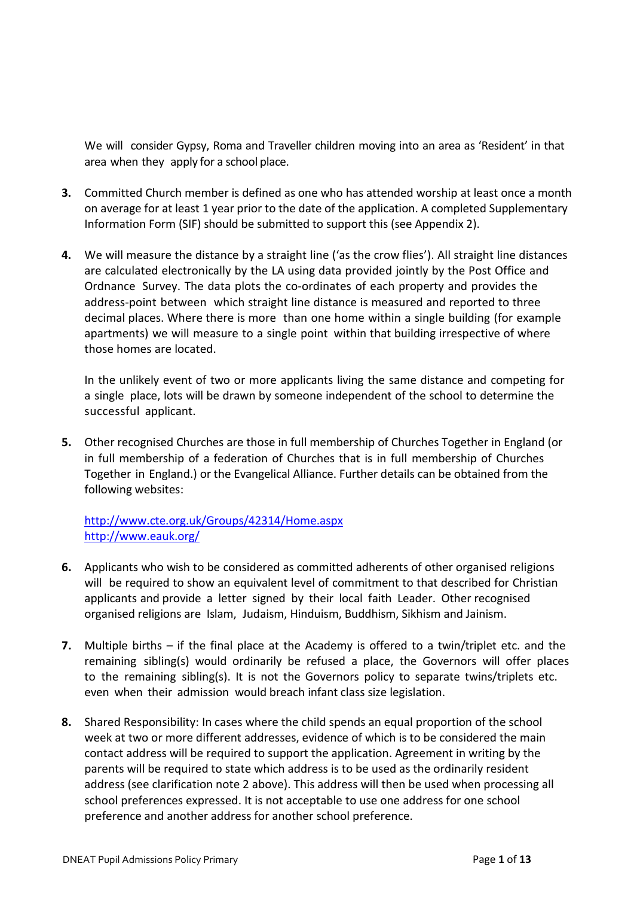We will consider Gypsy, Roma and Traveller children moving into an area as 'Resident' in that area when they apply for a school place.

3. Committed Church member is defined as one who has attended worship at least once a month on average for at least 1 year prior to the date of the application. A completed Supplementary Information Form (SIF) should be submitted to support this (see Appendix 2).

4. We will measure the distance by a straight line ('as the crow flies'). All straight line distances are calculated electronically by the LA using data provided jointly by the Post Office and Ordnance Survey. The data plots the co-ordinates of each property and provides the address-point between which straight line distance is measured and reported to three decimal places. Where there is more than one home within a single building (for example apartments) we will measure to a single point within that building irrespective of where those homes are located.

   In the unlikely event of two or more applicants living the same distance and competing for a single place, lots will be drawn by someone independent of the school to determine the successful applicant.

5. Other recognised Churches are those in full membership of Churches Together in England (or in full membership of a federation of Churches that is in full membership of Churches Together in England.) or the Evangelical Alliance. Further details can be obtained from the following websites:

   http://www.cte.org.uk/Groups/42314/Home.aspx
   http://www.eauk.org/

6. Applicants who wish to be considered as committed adherents of other organised religions will be required to show an equivalent level of commitment to that described for Christian applicants and provide a letter signed by their local faith Leader. Other recognised organised religions are Islam, Judaism, Hinduism, Buddhism, Sikhism and Jainism.

7. Multiple births – if the final place at the Academy is offered to a twin/triplet etc. and the remaining sibling(s) would ordinarily be refused a place, the Governors will offer places to the remaining sibling(s). It is not the Governors policy to separate twins/triplets etc. even when their admission would breach infant class size legislation.

8. Shared Responsibility: In cases where the child spends an equal proportion of the school week at two or more different addresses, evidence of which is to be considered the main contact address will be required to support the application. Agreement in writing by the parents will be required to state which address is to be used as the ordinarily resident address (see clarification note 2 above). This address will then be used when processing all school preferences expressed. It is not acceptable to use one address for one school preference and another address for another school preference.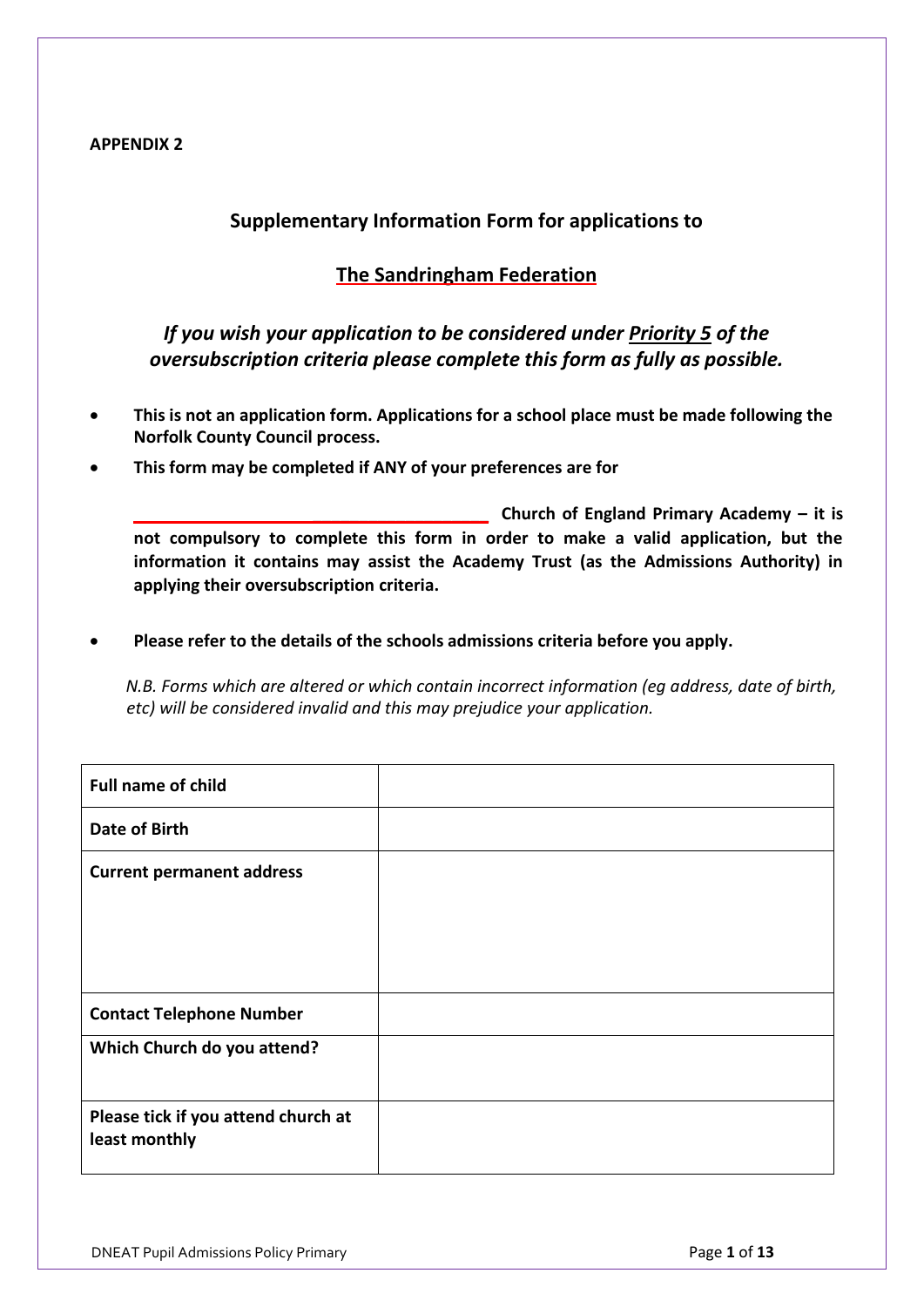**APPENDIX 2**

## Supplementary Information Form for applications to

## <u>The Sandringham Federation</u>

### *If you wish your application to be considered under <u>Priority 5</u> of the oversubscription criteria please complete this form as fully as possible.*

- **This is not an application form. Applications for a school place must be made following the Norfolk County Council process.**
- **This form may be completed if ANY of your preferences are for**

  **\_\_\_\_\_\_\_\_\_\_\_\_\_\_\_\_\_\_\_\_\_\_\_\_\_\_\_\_\_\_\_\_\_\_\_\_\_\_\_\_ Church of England Primary Academy – it is not compulsory to complete this form in order to make a valid application, but the information it contains may assist the Academy Trust (as the Admissions Authority) in applying their oversubscription criteria.**

- **Please refer to the details of the schools admissions criteria before you apply.**

*N.B. Forms which are altered or which contain incorrect information (eg address, date of birth, etc) will be considered invalid and this may prejudice your application.*

| | |
|---|---|
| **Full name of child** | |
| **Date of Birth** | |
| **Current permanent address** | |
| **Contact Telephone Number** | |
| **Which Church do you attend?** | |
| **Please tick if you attend church at least monthly** | |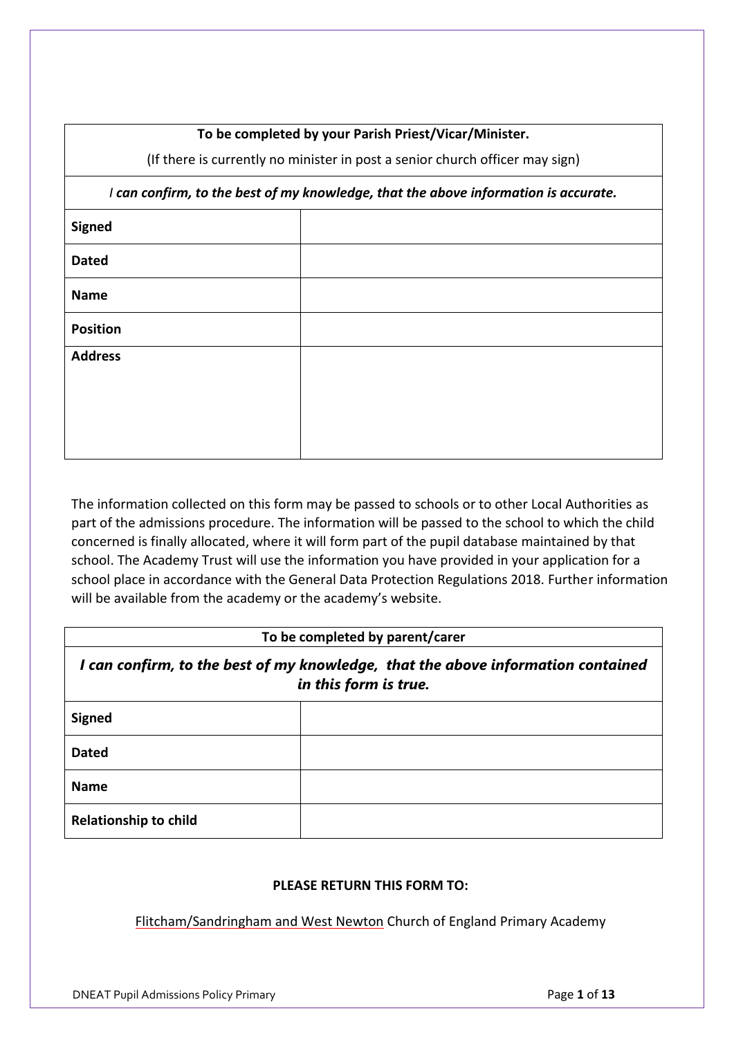| To be completed by your Parish Priest/Vicar/Minister.<br>(If there is currently no minister in post a senior church officer may sign) | |
|---|---|
| *I can confirm, to the best of my knowledge, that the above information is accurate.* | |
| **Signed** | |
| **Dated** | |
| **Name** | |
| **Position** | |
| **Address** | |

The information collected on this form may be passed to schools or to other Local Authorities as part of the admissions procedure. The information will be passed to the school to which the child concerned is finally allocated, where it will form part of the pupil database maintained by that school. The Academy Trust will use the information you have provided in your application for a school place in accordance with the General Data Protection Regulations 2018. Further information will be available from the academy or the academy's website.

| To be completed by parent/carer<br>*I can confirm, to the best of my knowledge, that the above information contained in this form is true.* | |
|---|---|
| **Signed** | |
| **Dated** | |
| **Name** | |
| **Relationship to child** | |

**PLEASE RETURN THIS FORM TO:**

Flitcham/Sandringham and West Newton Church of England Primary Academy